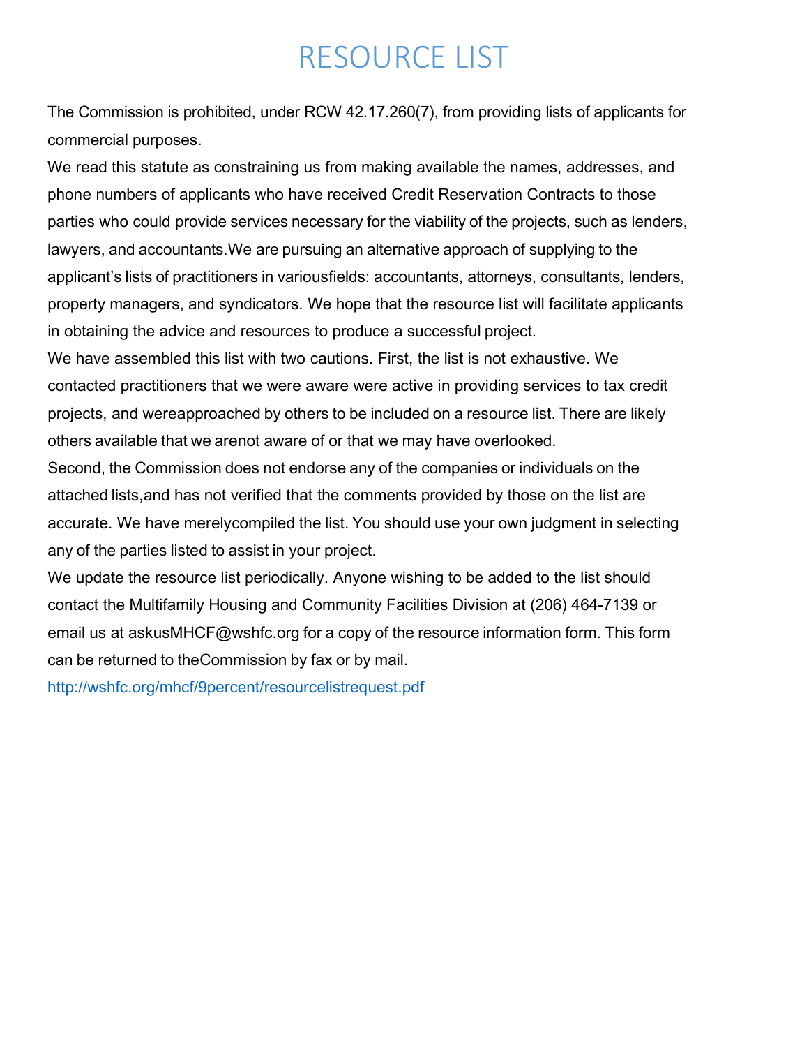# RESOURCE LIST

The Commission is prohibited, under RCW 42.17.260(7), from providing lists of applicants for commercial purposes.

We read this statute as constraining us from making available the names, addresses, and phone numbers of applicants who have received Credit Reservation Contracts to those parties who could provide services necessary for the viability of the projects, such as lenders, lawyers, and accountants.We are pursuing an alternative approach of supplying to the applicant's lists of practitioners in variousfields: accountants, attorneys, consultants, lenders, property managers, and syndicators. We hope that the resource list will facilitate applicants in obtaining the advice and resources to produce a successful project.

We have assembled this list with two cautions. First, the list is not exhaustive. We contacted practitioners that we were aware were active in providing services to tax credit projects, and wereapproached by others to be included on a resource list. There are likely others available that we arenot aware of or that we may have overlooked.

Second, the Commission does not endorse any of the companies or individuals on the attached lists,and has not verified that the comments provided by those on the list are accurate. We have merelycompiled the list. You should use your own judgment in selecting any of the parties listed to assist in your project.

We update the resource list periodically. Anyone wishing to be added to the list should contact the Multifamily Housing and Community Facilities Division at (206) 464-7139 or email us at askusMHCF@wshfc.org for a copy of the resource information form. This form can be returned to theCommission by fax or by mail.

http://wshfc.org/mhcf/9percent/resourcelistrequest.pdf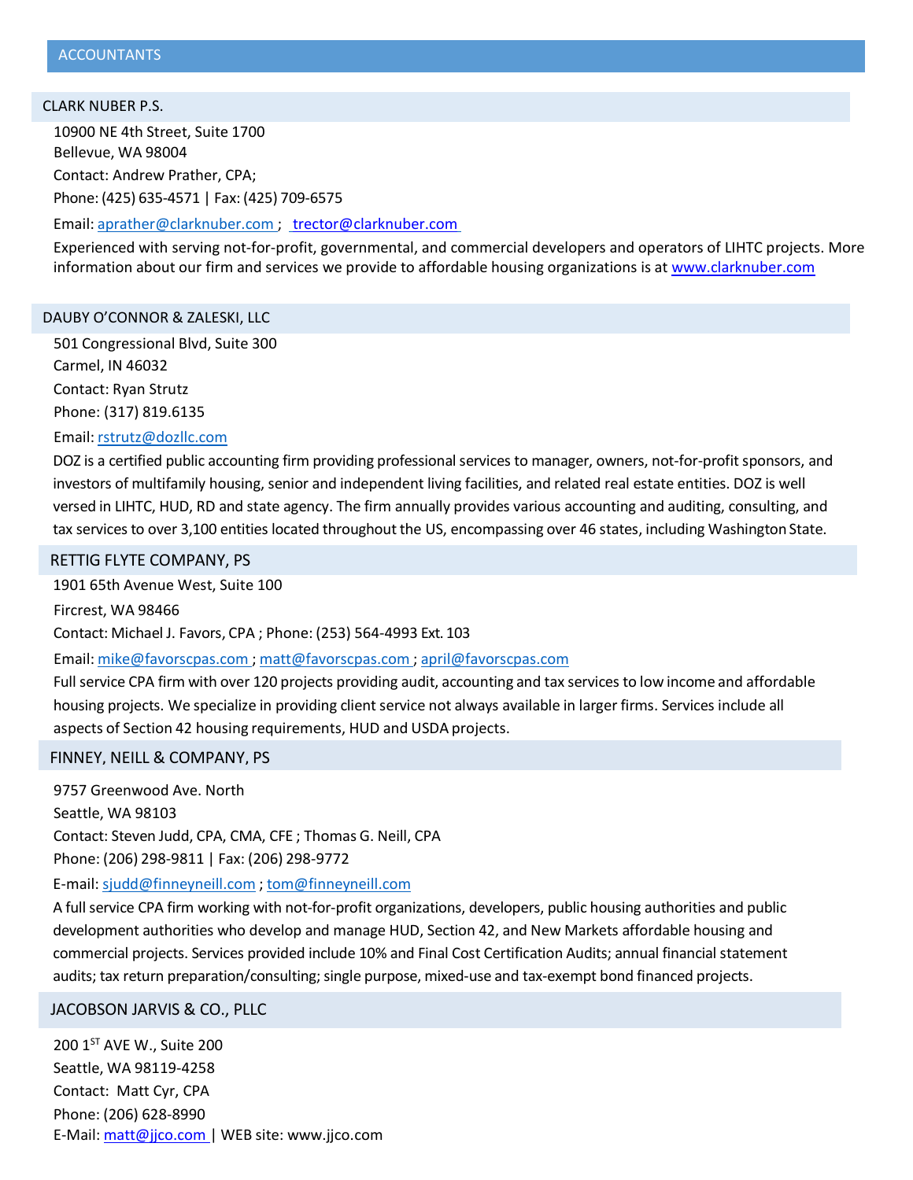# ACCOUNTANTS

## CLARK NUBER P.S.

10900 NE 4th Street, Suite 1700
Bellevue, WA 98004
Contact: Andrew Prather, CPA;
Phone: (425) 635-4571 | Fax: (425) 709-6575
Email: aprather@clarknuber.com ; trector@clarknuber.com

Experienced with serving not-for-profit, governmental, and commercial developers and operators of LIHTC projects. More information about our firm and services we provide to affordable housing organizations is at www.clarknuber.com

## DAUBY O'CONNOR & ZALESKI, LLC

501 Congressional Blvd, Suite 300
Carmel, IN 46032
Contact: Ryan Strutz
Phone: (317) 819.6135
Email: rstrutz@dozllc.com

DOZ is a certified public accounting firm providing professional services to manager, owners, not-for-profit sponsors, and investors of multifamily housing, senior and independent living facilities, and related real estate entities. DOZ is well versed in LIHTC, HUD, RD and state agency. The firm annually provides various accounting and auditing, consulting, and tax services to over 3,100 entities located throughout the US, encompassing over 46 states, including Washington State.

## RETTIG FLYTE COMPANY, PS

1901 65th Avenue West, Suite 100
Fircrest, WA 98466
Contact: Michael J. Favors, CPA ; Phone: (253) 564-4993 Ext. 103
Email: mike@favorscpas.com ; matt@favorscpas.com ; april@favorscpas.com

Full service CPA firm with over 120 projects providing audit, accounting and tax services to low income and affordable housing projects. We specialize in providing client service not always available in larger firms. Services include all aspects of Section 42 housing requirements, HUD and USDA projects.

## FINNEY, NEILL & COMPANY, PS

9757 Greenwood Ave. North
Seattle, WA 98103
Contact: Steven Judd, CPA, CMA, CFE ; Thomas G. Neill, CPA
Phone: (206) 298-9811 | Fax: (206) 298-9772
E-mail: sjudd@finneyneill.com ; tom@finneyneill.com

A full service CPA firm working with not-for-profit organizations, developers, public housing authorities and public development authorities who develop and manage HUD, Section 42, and New Markets affordable housing and commercial projects. Services provided include 10% and Final Cost Certification Audits; annual financial statement audits; tax return preparation/consulting; single purpose, mixed-use and tax-exempt bond financed projects.

## JACOBSON JARVIS & CO., PLLC

200 1ST AVE W., Suite 200
Seattle, WA 98119-4258
Contact: Matt Cyr, CPA
Phone: (206) 628-8990
E-Mail: matt@jjco.com | WEB site: www.jjco.com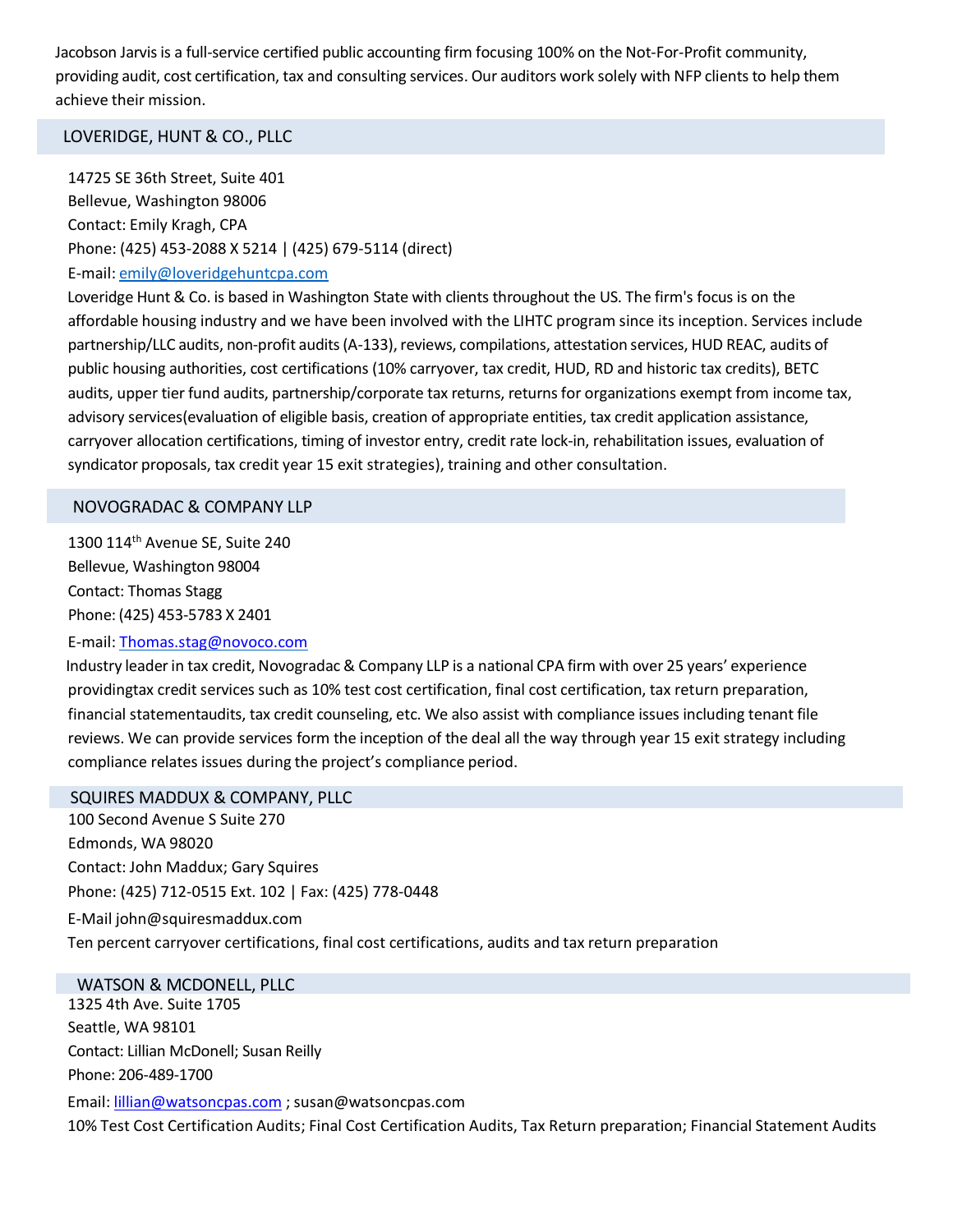Jacobson Jarvis is a full-service certified public accounting firm focusing 100% on the Not-For-Profit community, providing audit, cost certification, tax and consulting services. Our auditors work solely with NFP clients to help them achieve their mission.

## LOVERIDGE, HUNT & CO., PLLC

14725 SE 36th Street, Suite 401
Bellevue, Washington 98006
Contact: Emily Kragh, CPA
Phone: (425) 453-2088 X 5214 | (425) 679-5114 (direct)
E-mail: emily@loveridgehuntcpa.com

Loveridge Hunt & Co. is based in Washington State with clients throughout the US. The firm's focus is on the affordable housing industry and we have been involved with the LIHTC program since its inception. Services include partnership/LLC audits, non-profit audits (A-133), reviews, compilations, attestation services, HUD REAC, audits of public housing authorities, cost certifications (10% carryover, tax credit, HUD, RD and historic tax credits), BETC audits, upper tier fund audits, partnership/corporate tax returns, returns for organizations exempt from income tax, advisory services(evaluation of eligible basis, creation of appropriate entities, tax credit application assistance, carryover allocation certifications, timing of investor entry, credit rate lock-in, rehabilitation issues, evaluation of syndicator proposals, tax credit year 15 exit strategies), training and other consultation.

## NOVOGRADAC & COMPANY LLP

1300 114th Avenue SE, Suite 240
Bellevue, Washington 98004
Contact: Thomas Stagg
Phone: (425) 453-5783 X 2401
E-mail: Thomas.stag@novoco.com

Industry leader in tax credit, Novogradac & Company LLP is a national CPA firm with over 25 years' experience providingtax credit services such as 10% test cost certification, final cost certification, tax return preparation, financial statementaudits, tax credit counseling, etc. We also assist with compliance issues including tenant file reviews. We can provide services form the inception of the deal all the way through year 15 exit strategy including compliance relates issues during the project's compliance period.

## SQUIRES MADDUX & COMPANY, PLLC

100 Second Avenue S Suite 270
Edmonds, WA 98020
Contact: John Maddux; Gary Squires
Phone: (425) 712-0515 Ext. 102 | Fax: (425) 778-0448
E-Mail john@squiresmaddux.com

Ten percent carryover certifications, final cost certifications, audits and tax return preparation

## WATSON & MCDONELL, PLLC

1325 4th Ave. Suite 1705
Seattle, WA 98101
Contact: Lillian McDonell; Susan Reilly
Phone: 206-489-1700
Email: lillian@watsoncpas.com ; susan@watsoncpas.com

10% Test Cost Certification Audits; Final Cost Certification Audits, Tax Return preparation; Financial Statement Audits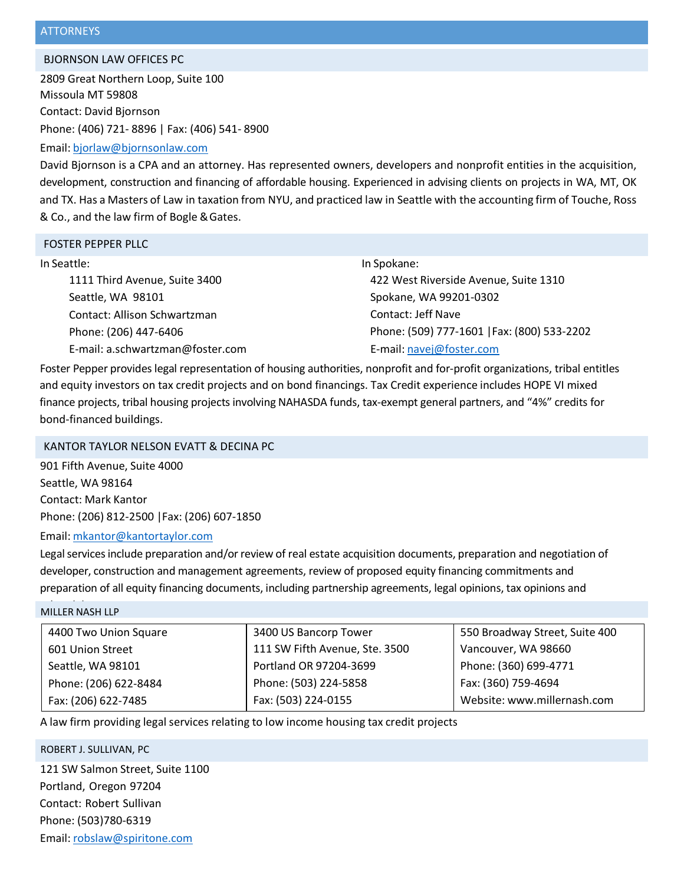## ATTORNEYS

### BJORNSON LAW OFFICES PC

2809 Great Northern Loop, Suite 100
Missoula MT 59808
Contact: David Bjornson
Phone: (406) 721- 8896 | Fax: (406) 541- 8900
Email: bjorlaw@bjornsonlaw.com

David Bjornson is a CPA and an attorney. Has represented owners, developers and nonprofit entities in the acquisition, development, construction and financing of affordable housing. Experienced in advising clients on projects in WA, MT, OK and TX. Has a Masters of Law in taxation from NYU, and practiced law in Seattle with the accounting firm of Touche, Ross & Co., and the law firm of Bogle & Gates.

### FOSTER PEPPER PLLC

In Seattle:
1111 Third Avenue, Suite 3400
Seattle, WA 98101
Contact: Allison Schwartzman
Phone: (206) 447-6406
E-mail: a.schwartzman@foster.com

In Spokane:
422 West Riverside Avenue, Suite 1310
Spokane, WA 99201-0302
Contact: Jeff Nave
Phone: (509) 777-1601 |Fax: (800) 533-2202
E-mail: navej@foster.com

Foster Pepper provides legal representation of housing authorities, nonprofit and for-profit organizations, tribal entitles and equity investors on tax credit projects and on bond financings. Tax Credit experience includes HOPE VI mixed finance projects, tribal housing projects involving NAHASDA funds, tax-exempt general partners, and "4%" credits for bond-financed buildings.

### KANTOR TAYLOR NELSON EVATT & DECINA PC

901 Fifth Avenue, Suite 4000
Seattle, WA 98164
Contact: Mark Kantor
Phone: (206) 812-2500 |Fax: (206) 607-1850
Email: mkantor@kantortaylor.com

Legal services include preparation and/or review of real estate acquisition documents, preparation and negotiation of developer, construction and management agreements, review of proposed equity financing commitments and preparation of all equity financing documents, including partnership agreements, legal opinions, tax opinions and

### MILLER NASH LLP

| 4400 Two Union Square<br>601 Union Street<br>Seattle, WA 98101<br>Phone: (206) 622-8484<br>Fax: (206) 622-7485 | 3400 US Bancorp Tower<br>111 SW Fifth Avenue, Ste. 3500<br>Portland OR 97204-3699<br>Phone: (503) 224-5858<br>Fax: (503) 224-0155 | 550 Broadway Street, Suite 400<br>Vancouver, WA 98660<br>Phone: (360) 699-4771<br>Fax: (360) 759-4694<br>Website: www.millernash.com |
|---|---|---|

A law firm providing legal services relating to low income housing tax credit projects

### ROBERT J. SULLIVAN, PC

121 SW Salmon Street, Suite 1100
Portland, Oregon 97204
Contact: Robert Sullivan
Phone: (503)780-6319
Email: robslaw@spiritone.com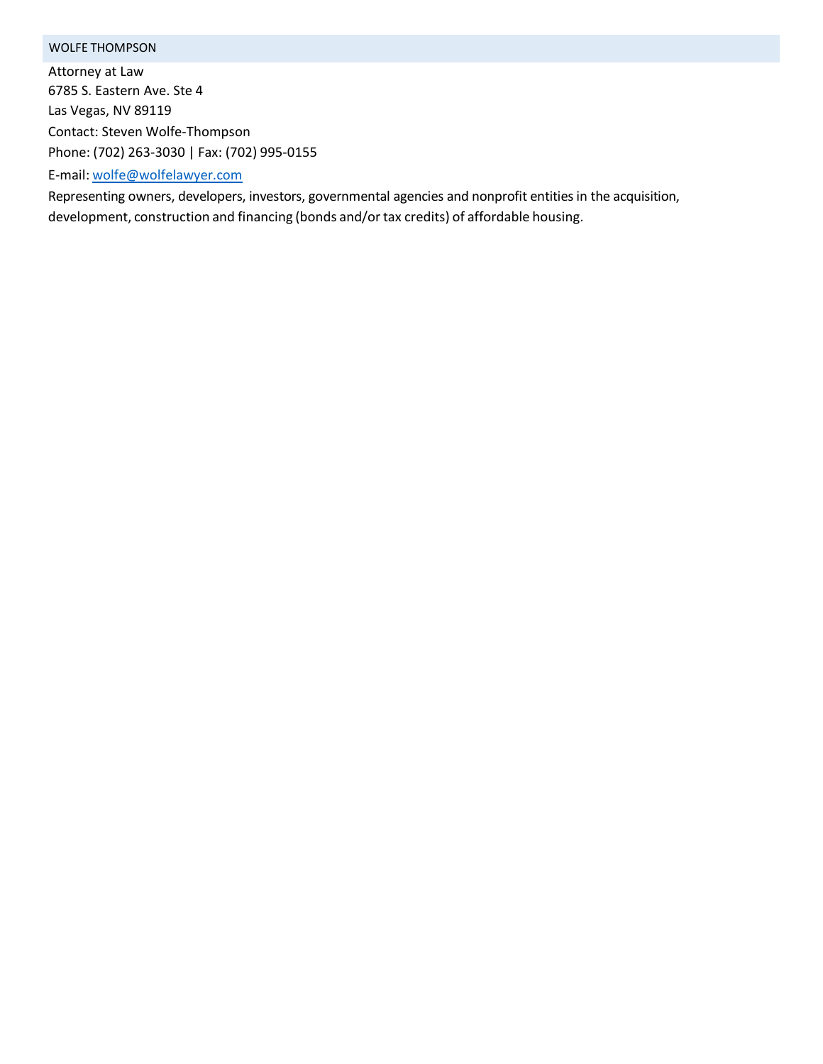## WOLFE THOMPSON

Attorney at Law
6785 S. Eastern Ave. Ste 4
Las Vegas, NV 89119
Contact: Steven Wolfe-Thompson
Phone: (702) 263-3030 | Fax: (702) 995-0155
E-mail: [wolfe@wolfelawyer.com](mailto:wolfe@wolfelawyer.com)

Representing owners, developers, investors, governmental agencies and nonprofit entities in the acquisition, development, construction and financing (bonds and/or tax credits) of affordable housing.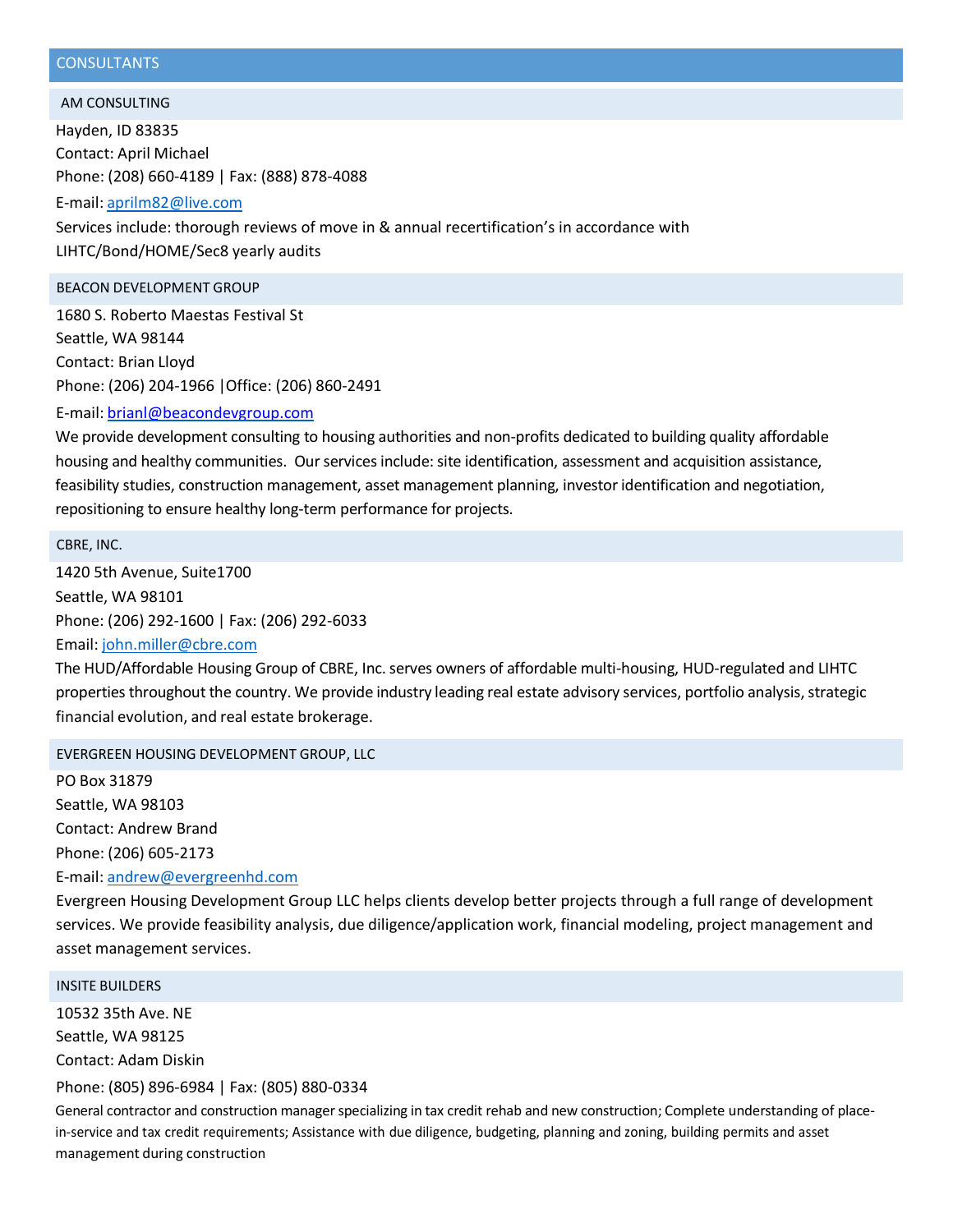## CONSULTANTS

### AM CONSULTING

Hayden, ID 83835
Contact: April Michael
Phone: (208) 660-4189 | Fax: (888) 878-4088
E-mail: aprilm82@live.com
Services include: thorough reviews of move in & annual recertification's in accordance with LIHTC/Bond/HOME/Sec8 yearly audits

### BEACON DEVELOPMENT GROUP

1680 S. Roberto Maestas Festival St
Seattle, WA 98144
Contact: Brian Lloyd
Phone: (206) 204-1966 |Office: (206) 860-2491
E-mail: brianl@beacondevgroup.com
We provide development consulting to housing authorities and non-profits dedicated to building quality affordable housing and healthy communities. Our services include: site identification, assessment and acquisition assistance, feasibility studies, construction management, asset management planning, investor identification and negotiation, repositioning to ensure healthy long-term performance for projects.

### CBRE, INC.

1420 5th Avenue, Suite1700
Seattle, WA 98101
Phone: (206) 292-1600 | Fax: (206) 292-6033
Email: john.miller@cbre.com
The HUD/Affordable Housing Group of CBRE, Inc. serves owners of affordable multi-housing, HUD-regulated and LIHTC properties throughout the country. We provide industry leading real estate advisory services, portfolio analysis, strategic financial evolution, and real estate brokerage.

### EVERGREEN HOUSING DEVELOPMENT GROUP, LLC

PO Box 31879
Seattle, WA 98103
Contact: Andrew Brand
Phone: (206) 605-2173
E-mail: andrew@evergreenhd.com
Evergreen Housing Development Group LLC helps clients develop better projects through a full range of development services. We provide feasibility analysis, due diligence/application work, financial modeling, project management and asset management services.

### INSITE BUILDERS

10532 35th Ave. NE
Seattle, WA 98125
Contact: Adam Diskin
Phone: (805) 896-6984 | Fax: (805) 880-0334
General contractor and construction manager specializing in tax credit rehab and new construction; Complete understanding of place-in-service and tax credit requirements; Assistance with due diligence, budgeting, planning and zoning, building permits and asset management during construction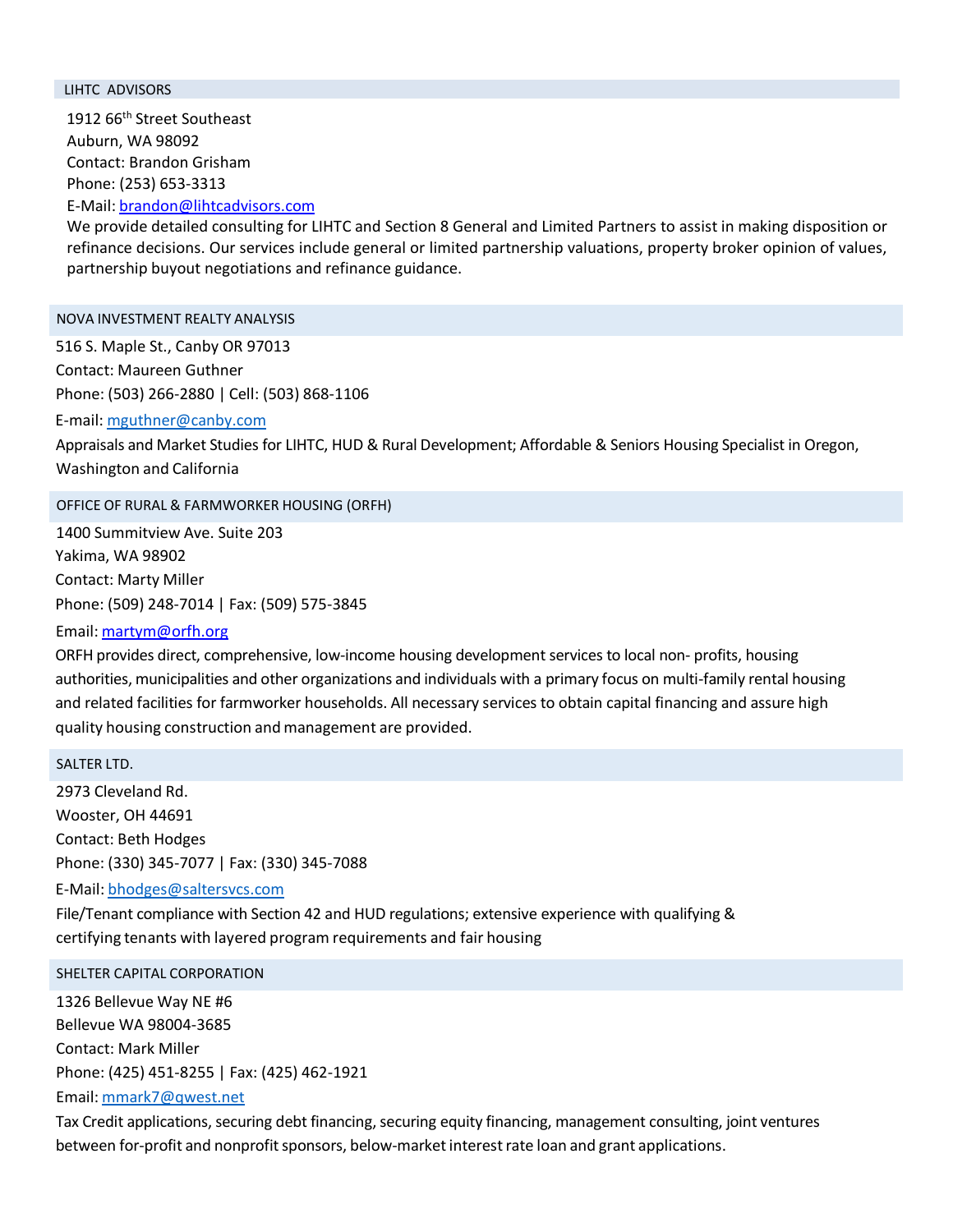## LIHTC ADVISORS

1912 66th Street Southeast
Auburn, WA 98092
Contact: Brandon Grisham
Phone: (253) 653-3313
E-Mail: brandon@lihtcadvisors.com

We provide detailed consulting for LIHTC and Section 8 General and Limited Partners to assist in making disposition or refinance decisions. Our services include general or limited partnership valuations, property broker opinion of values, partnership buyout negotiations and refinance guidance.

## NOVA INVESTMENT REALTY ANALYSIS

516 S. Maple St., Canby OR 97013
Contact: Maureen Guthner
Phone: (503) 266-2880 | Cell: (503) 868-1106
E-mail: mguthner@canby.com

Appraisals and Market Studies for LIHTC, HUD & Rural Development; Affordable & Seniors Housing Specialist in Oregon, Washington and California

## OFFICE OF RURAL & FARMWORKER HOUSING (ORFH)

1400 Summitview Ave. Suite 203
Yakima, WA 98902
Contact: Marty Miller
Phone: (509) 248-7014 | Fax: (509) 575-3845
Email: martym@orfh.org

ORFH provides direct, comprehensive, low-income housing development services to local non- profits, housing authorities, municipalities and other organizations and individuals with a primary focus on multi-family rental housing and related facilities for farmworker households. All necessary services to obtain capital financing and assure high quality housing construction and management are provided.

## SALTER LTD.

2973 Cleveland Rd.
Wooster, OH 44691
Contact: Beth Hodges
Phone: (330) 345-7077 | Fax: (330) 345-7088
E-Mail: bhodges@saltersvcs.com

File/Tenant compliance with Section 42 and HUD regulations; extensive experience with qualifying & certifying tenants with layered program requirements and fair housing

## SHELTER CAPITAL CORPORATION

1326 Bellevue Way NE #6
Bellevue WA 98004-3685
Contact: Mark Miller
Phone: (425) 451-8255 | Fax: (425) 462-1921
Email: mmark7@qwest.net

Tax Credit applications, securing debt financing, securing equity financing, management consulting, joint ventures between for-profit and nonprofit sponsors, below-market interest rate loan and grant applications.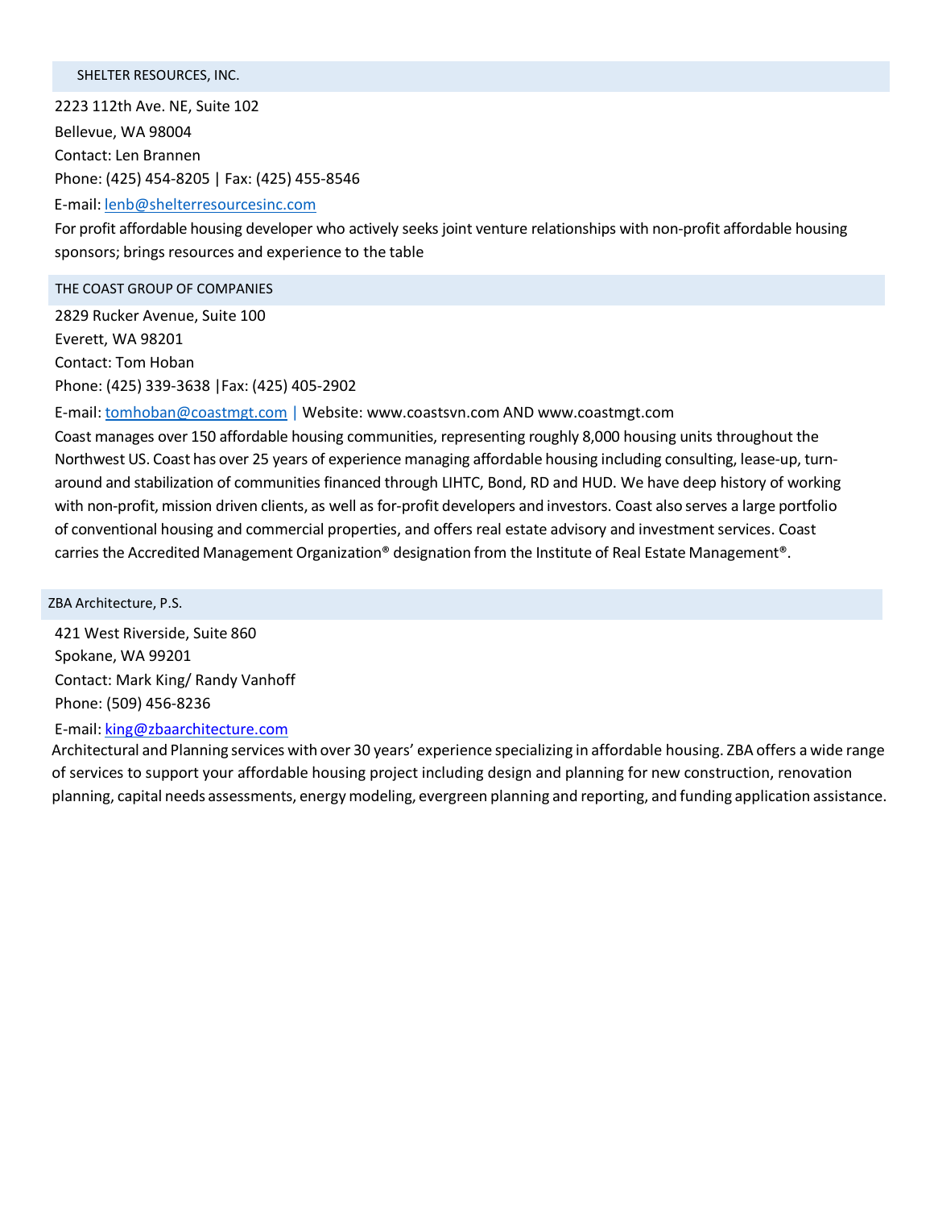## SHELTER RESOURCES, INC.

2223 112th Ave. NE, Suite 102

Bellevue, WA 98004

Contact: Len Brannen

Phone: (425) 454-8205 | Fax: (425) 455-8546

E-mail: lenb@shelterresourcesinc.com

For profit affordable housing developer who actively seeks joint venture relationships with non-profit affordable housing sponsors; brings resources and experience to the table

## THE COAST GROUP OF COMPANIES

2829 Rucker Avenue, Suite 100

Everett, WA 98201

Contact: Tom Hoban

Phone: (425) 339-3638 |Fax: (425) 405-2902

E-mail: tomhoban@coastmgt.com | Website: www.coastsvn.com AND www.coastmgt.com

Coast manages over 150 affordable housing communities, representing roughly 8,000 housing units throughout the Northwest US. Coast has over 25 years of experience managing affordable housing including consulting, lease-up, turn-around and stabilization of communities financed through LIHTC, Bond, RD and HUD. We have deep history of working with non-profit, mission driven clients, as well as for-profit developers and investors. Coast also serves a large portfolio of conventional housing and commercial properties, and offers real estate advisory and investment services. Coast carries the Accredited Management Organization® designation from the Institute of Real Estate Management®.

## ZBA Architecture, P.S.

421 West Riverside, Suite 860

Spokane, WA 99201

Contact: Mark King/ Randy Vanhoff

Phone: (509) 456-8236

E-mail: king@zbaarchitecture.com

Architectural and Planning services with over 30 years' experience specializing in affordable housing. ZBA offers a wide range of services to support your affordable housing project including design and planning for new construction, renovation planning, capital needs assessments, energy modeling, evergreen planning and reporting, and funding application assistance.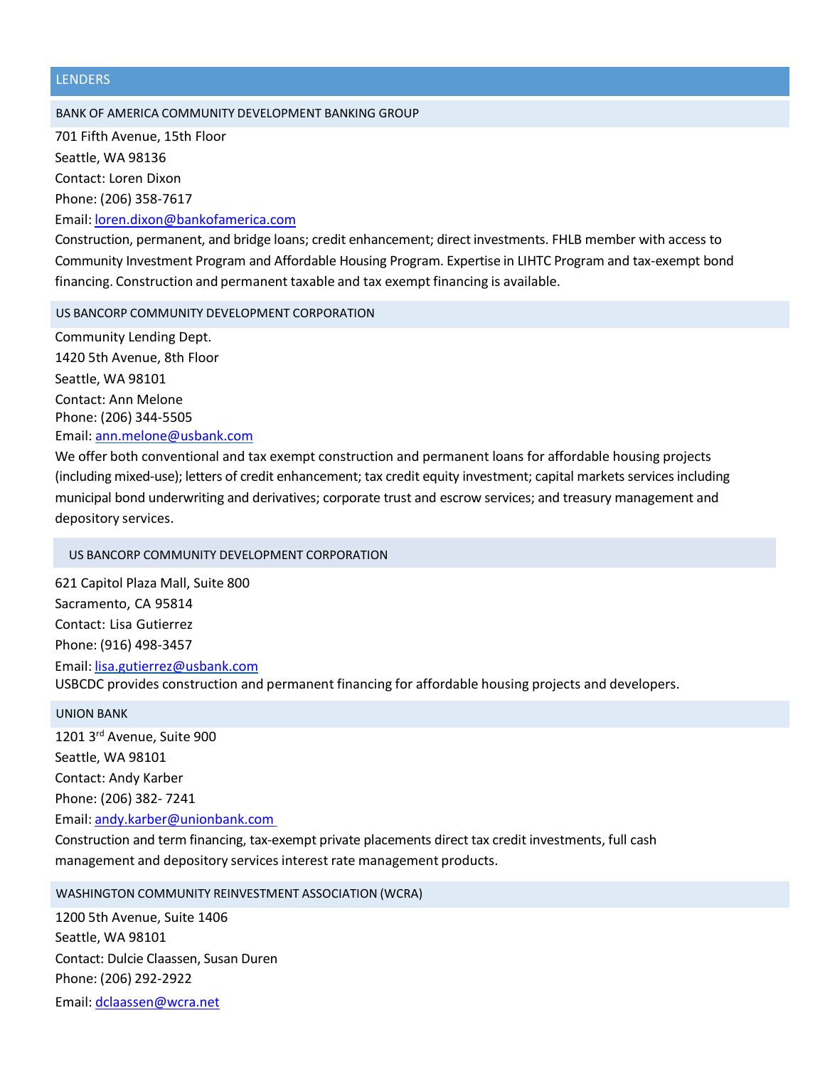## LENDERS

### BANK OF AMERICA COMMUNITY DEVELOPMENT BANKING GROUP

701 Fifth Avenue, 15th Floor
Seattle, WA 98136
Contact: Loren Dixon
Phone: (206) 358-7617
Email: loren.dixon@bankofamerica.com

Construction, permanent, and bridge loans; credit enhancement; direct investments. FHLB member with access to Community Investment Program and Affordable Housing Program. Expertise in LIHTC Program and tax-exempt bond financing. Construction and permanent taxable and tax exempt financing is available.

### US BANCORP COMMUNITY DEVELOPMENT CORPORATION

Community Lending Dept.
1420 5th Avenue, 8th Floor
Seattle, WA 98101
Contact: Ann Melone
Phone: (206) 344-5505
Email: ann.melone@usbank.com

We offer both conventional and tax exempt construction and permanent loans for affordable housing projects (including mixed-use); letters of credit enhancement; tax credit equity investment; capital markets services including municipal bond underwriting and derivatives; corporate trust and escrow services; and treasury management and depository services.

### US BANCORP COMMUNITY DEVELOPMENT CORPORATION

621 Capitol Plaza Mall, Suite 800
Sacramento, CA 95814
Contact: Lisa Gutierrez
Phone: (916) 498-3457
Email: lisa.gutierrez@usbank.com

USBCDC provides construction and permanent financing for affordable housing projects and developers.

### UNION BANK

1201 3rd Avenue, Suite 900
Seattle, WA 98101
Contact: Andy Karber
Phone: (206) 382- 7241
Email: andy.karber@unionbank.com

Construction and term financing, tax-exempt private placements direct tax credit investments, full cash management and depository services interest rate management products.

### WASHINGTON COMMUNITY REINVESTMENT ASSOCIATION (WCRA)

1200 5th Avenue, Suite 1406
Seattle, WA 98101
Contact: Dulcie Claassen, Susan Duren
Phone: (206) 292-2922
Email: dclaassen@wcra.net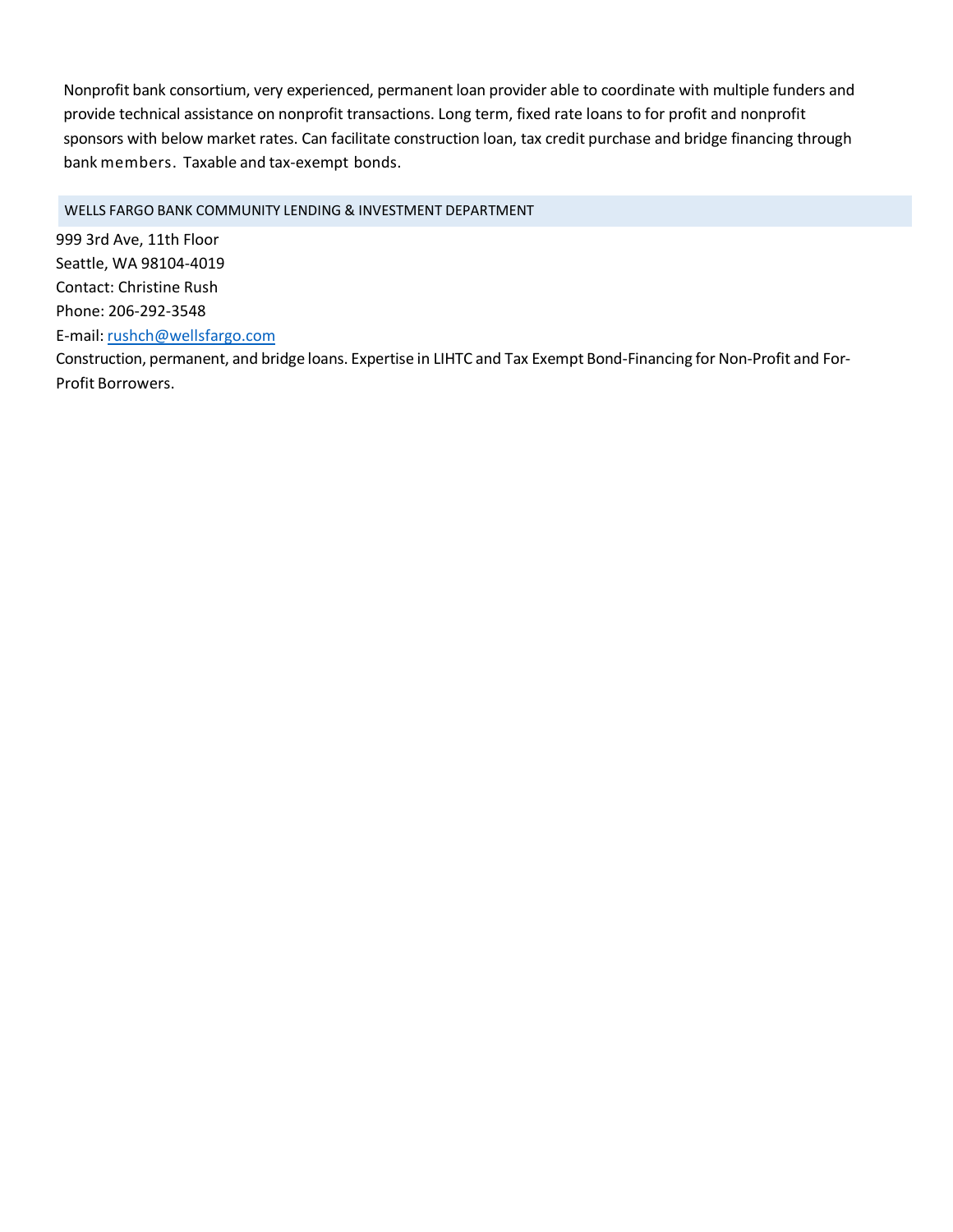Nonprofit bank consortium, very experienced, permanent loan provider able to coordinate with multiple funders and provide technical assistance on nonprofit transactions. Long term, fixed rate loans to for profit and nonprofit sponsors with below market rates. Can facilitate construction loan, tax credit purchase and bridge financing through bank members. Taxable and tax-exempt bonds.

## WELLS FARGO BANK COMMUNITY LENDING & INVESTMENT DEPARTMENT

999 3rd Ave, 11th Floor
Seattle, WA 98104-4019
Contact: Christine Rush
Phone: 206-292-3548
E-mail: rushch@wellsfargo.com
Construction, permanent, and bridge loans. Expertise in LIHTC and Tax Exempt Bond-Financing for Non-Profit and For-Profit Borrowers.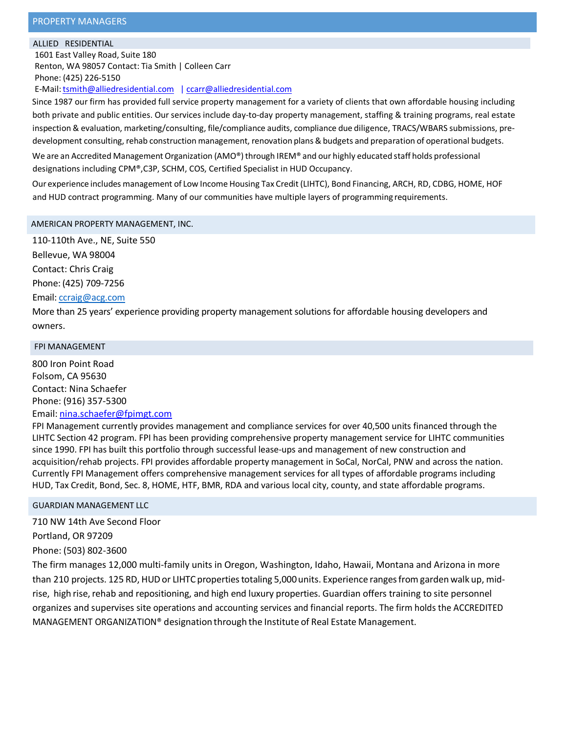## PROPERTY MANAGERS

### ALLIED RESIDENTIAL

1601 East Valley Road, Suite 180
Renton, WA 98057 Contact: Tia Smith | Colleen Carr
Phone: (425) 226-5150
E-Mail: tsmith@alliedresidential.com | ccarr@alliedresidential.com

Since 1987 our firm has provided full service property management for a variety of clients that own affordable housing including both private and public entities. Our services include day-to-day property management, staffing & training programs, real estate inspection & evaluation, marketing/consulting, file/compliance audits, compliance due diligence, TRACS/WBARS submissions, pre-development consulting, rehab construction management, renovation plans & budgets and preparation of operational budgets.

We are an Accredited Management Organization (AMO®) through IREM® and our highly educated staff holds professional designations including CPM®,C3P, SCHM, COS, Certified Specialist in HUD Occupancy.

Our experience includes management of Low Income Housing Tax Credit (LIHTC), Bond Financing, ARCH, RD, CDBG, HOME, HOF and HUD contract programming. Many of our communities have multiple layers of programming requirements.

### AMERICAN PROPERTY MANAGEMENT, INC.

110-110th Ave., NE, Suite 550
Bellevue, WA 98004
Contact: Chris Craig
Phone: (425) 709-7256
Email: ccraig@acg.com

More than 25 years' experience providing property management solutions for affordable housing developers and owners.

### FPI MANAGEMENT

800 Iron Point Road
Folsom, CA 95630
Contact: Nina Schaefer
Phone: (916) 357-5300
Email: nina.schaefer@fpimgt.com

FPI Management currently provides management and compliance services for over 40,500 units financed through the LIHTC Section 42 program. FPI has been providing comprehensive property management service for LIHTC communities since 1990. FPI has built this portfolio through successful lease-ups and management of new construction and acquisition/rehab projects. FPI provides affordable property management in SoCal, NorCal, PNW and across the nation. Currently FPI Management offers comprehensive management services for all types of affordable programs including HUD, Tax Credit, Bond, Sec. 8, HOME, HTF, BMR, RDA and various local city, county, and state affordable programs.

### GUARDIAN MANAGEMENT LLC

710 NW 14th Ave Second Floor
Portland, OR 97209
Phone: (503) 802-3600

The firm manages 12,000 multi-family units in Oregon, Washington, Idaho, Hawaii, Montana and Arizona in more than 210 projects. 125 RD, HUD or LIHTC properties totaling 5,000 units. Experience ranges from garden walk up, mid-rise, high rise, rehab and repositioning, and high end luxury properties. Guardian offers training to site personnel organizes and supervises site operations and accounting services and financial reports. The firm holds the ACCREDITED MANAGEMENT ORGANIZATION® designation through the Institute of Real Estate Management.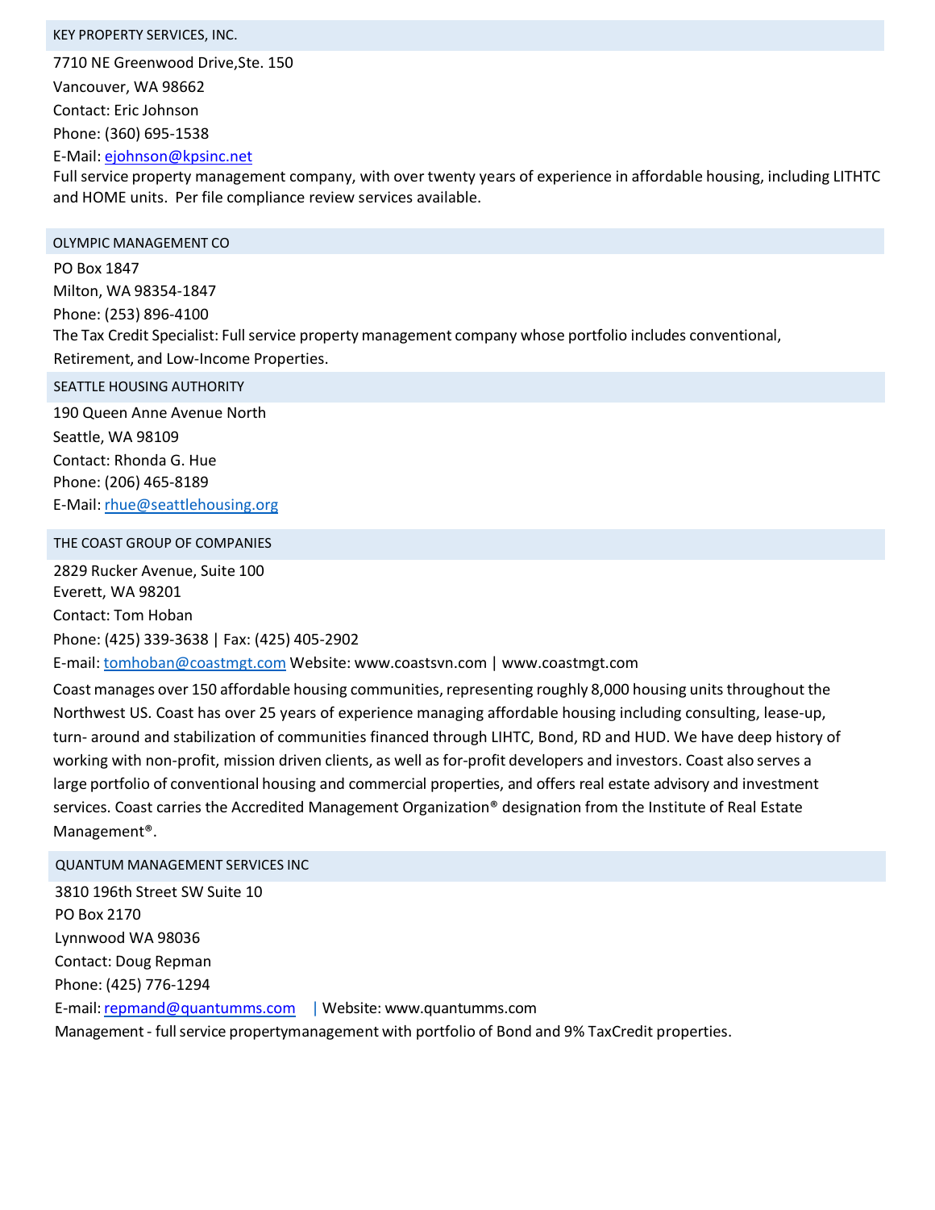## KEY PROPERTY SERVICES, INC.

7710 NE Greenwood Drive,Ste. 150
Vancouver, WA 98662
Contact: Eric Johnson
Phone: (360) 695-1538
E-Mail: ejohnson@kpsinc.net

Full service property management company, with over twenty years of experience in affordable housing, including LITHTC and HOME units. Per file compliance review services available.

## OLYMPIC MANAGEMENT CO

PO Box 1847
Milton, WA 98354-1847
Phone: (253) 896-4100

The Tax Credit Specialist: Full service property management company whose portfolio includes conventional, Retirement, and Low-Income Properties.

## SEATTLE HOUSING AUTHORITY

190 Queen Anne Avenue North
Seattle, WA 98109
Contact: Rhonda G. Hue
Phone: (206) 465-8189
E-Mail: rhue@seattlehousing.org

## THE COAST GROUP OF COMPANIES

2829 Rucker Avenue, Suite 100
Everett, WA 98201
Contact: Tom Hoban
Phone: (425) 339-3638 | Fax: (425) 405-2902
E-mail: tomhoban@coastmgt.com Website: www.coastsvn.com | www.coastmgt.com

Coast manages over 150 affordable housing communities, representing roughly 8,000 housing units throughout the Northwest US. Coast has over 25 years of experience managing affordable housing including consulting, lease-up, turn- around and stabilization of communities financed through LIHTC, Bond, RD and HUD. We have deep history of working with non-profit, mission driven clients, as well as for-profit developers and investors. Coast also serves a large portfolio of conventional housing and commercial properties, and offers real estate advisory and investment services. Coast carries the Accredited Management Organization® designation from the Institute of Real Estate Management®.

## QUANTUM MANAGEMENT SERVICES INC

3810 196th Street SW Suite 10
PO Box 2170
Lynnwood WA 98036
Contact: Doug Repman
Phone: (425) 776-1294
E-mail: repmand@quantumms.com | Website: www.quantumms.com

Management - full service propertymanagement with portfolio of Bond and 9% TaxCredit properties.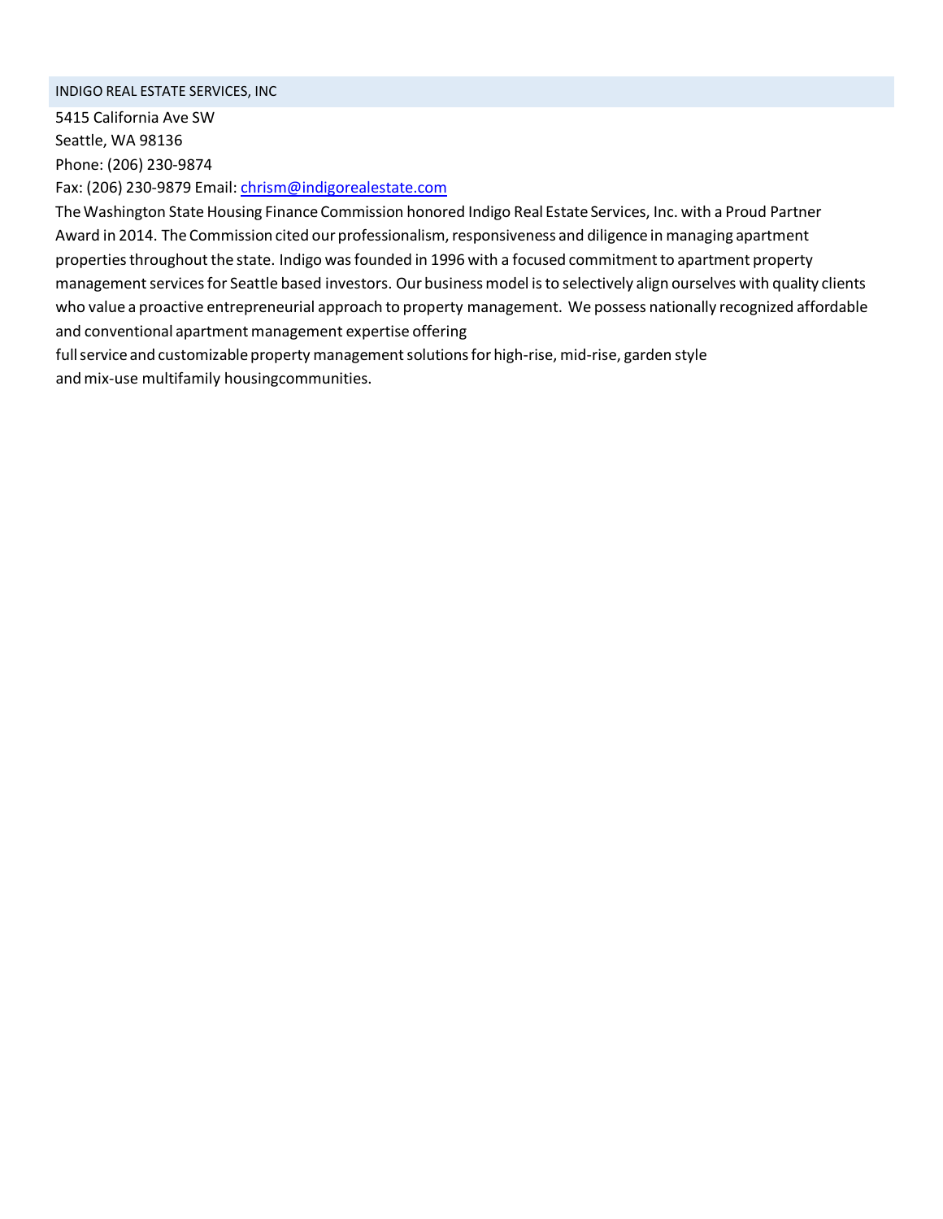## INDIGO REAL ESTATE SERVICES, INC

5415 California Ave SW
Seattle, WA 98136
Phone: (206) 230-9874
Fax: (206) 230-9879 Email: [chrism@indigorealestate.com](mailto:chrism@indigorealestate.com)

The Washington State Housing Finance Commission honored Indigo Real Estate Services, Inc. with a Proud Partner Award in 2014. The Commission cited our professionalism, responsiveness and diligence in managing apartment properties throughout the state. Indigo was founded in 1996 with a focused commitment to apartment property management services for Seattle based investors. Our business model is to selectively align ourselves with quality clients who value a proactive entrepreneurial approach to property management. We possess nationally recognized affordable and conventional apartment management expertise offering full service and customizable property management solutions for high-rise, mid-rise, garden style and mix-use multifamily housingcommunities.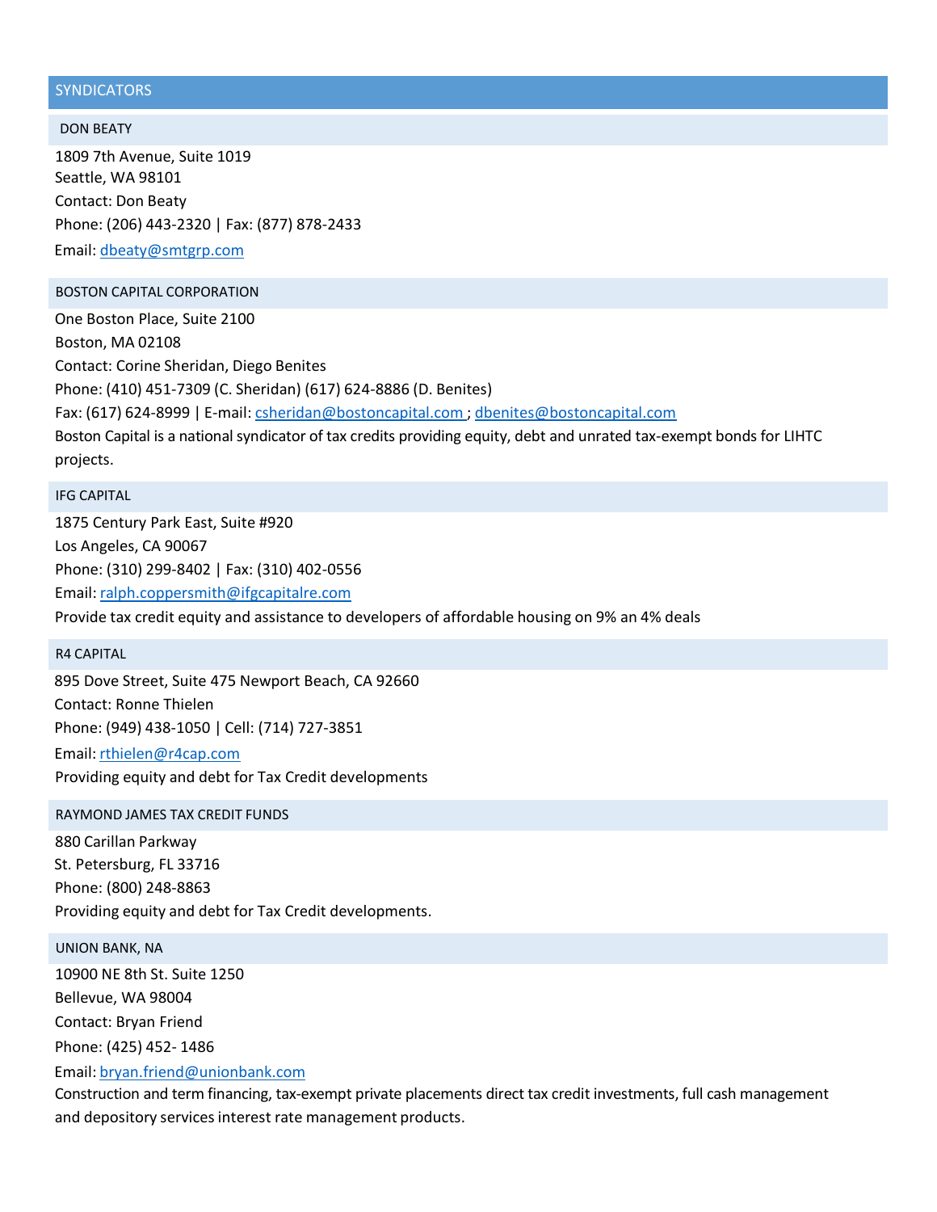## SYNDICATORS

### DON BEATY

1809 7th Avenue, Suite 1019
Seattle, WA 98101
Contact: Don Beaty
Phone: (206) 443-2320 | Fax: (877) 878-2433
Email: dbeaty@smtgrp.com

### BOSTON CAPITAL CORPORATION

One Boston Place, Suite 2100
Boston, MA 02108
Contact: Corine Sheridan, Diego Benites
Phone: (410) 451-7309 (C. Sheridan) (617) 624-8886 (D. Benites)
Fax: (617) 624-8999 | E-mail: csheridan@bostoncapital.com ; dbenites@bostoncapital.com
Boston Capital is a national syndicator of tax credits providing equity, debt and unrated tax-exempt bonds for LIHTC projects.

### IFG CAPITAL

1875 Century Park East, Suite #920
Los Angeles, CA 90067
Phone: (310) 299-8402 | Fax: (310) 402-0556
Email: ralph.coppersmith@ifgcapitalre.com
Provide tax credit equity and assistance to developers of affordable housing on 9% an 4% deals

### R4 CAPITAL

895 Dove Street, Suite 475 Newport Beach, CA 92660
Contact: Ronne Thielen
Phone: (949) 438-1050 | Cell: (714) 727-3851
Email: rthielen@r4cap.com
Providing equity and debt for Tax Credit developments

### RAYMOND JAMES TAX CREDIT FUNDS

880 Carillan Parkway
St. Petersburg, FL 33716
Phone: (800) 248-8863
Providing equity and debt for Tax Credit developments.

### UNION BANK, NA

10900 NE 8th St. Suite 1250
Bellevue, WA 98004
Contact: Bryan Friend
Phone: (425) 452- 1486
Email: bryan.friend@unionbank.com
Construction and term financing, tax-exempt private placements direct tax credit investments, full cash management and depository services interest rate management products.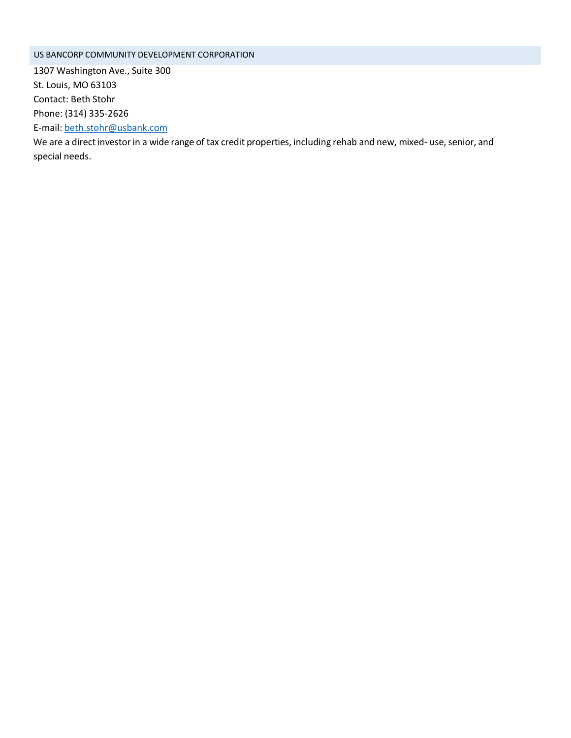## US BANCORP COMMUNITY DEVELOPMENT CORPORATION

1307 Washington Ave., Suite 300
St. Louis, MO 63103
Contact: Beth Stohr
Phone: (314) 335-2626
E-mail: beth.stohr@usbank.com

We are a direct investor in a wide range of tax credit properties, including rehab and new, mixed- use, senior, and special needs.